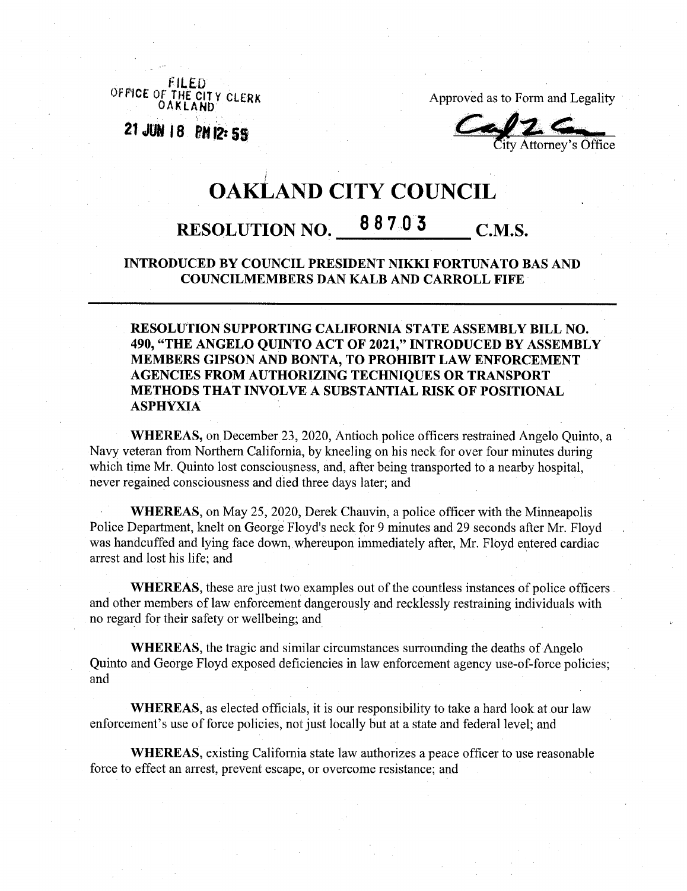FILED
OFFICE OF THE CITY CLERK
OAKLAND

21 JUN 18 PM 12: 55

Approved as to Form and Legality

City Attorney's Office

# OAKLAND CITY COUNCIL

## RESOLUTION NO. 88703 C.M.S.

### INTRODUCED BY COUNCIL PRESIDENT NIKKI FORTUNATO BAS AND COUNCILMEMBERS DAN KALB AND CARROLL FIFE

---

**RESOLUTION SUPPORTING CALIFORNIA STATE ASSEMBLY BILL NO. 490, "THE ANGELO QUINTO ACT OF 2021," INTRODUCED BY ASSEMBLY MEMBERS GIPSON AND BONTA, TO PROHIBIT LAW ENFORCEMENT AGENCIES FROM AUTHORIZING TECHNIQUES OR TRANSPORT METHODS THAT INVOLVE A SUBSTANTIAL RISK OF POSITIONAL ASPHYXIA**

**WHEREAS,** on December 23, 2020, Antioch police officers restrained Angelo Quinto, a Navy veteran from Northern California, by kneeling on his neck for over four minutes during which time Mr. Quinto lost consciousness, and, after being transported to a nearby hospital, never regained consciousness and died three days later; and

**WHEREAS**, on May 25, 2020, Derek Chauvin, a police officer with the Minneapolis Police Department, knelt on George Floyd's neck for 9 minutes and 29 seconds after Mr. Floyd was handcuffed and lying face down, whereupon immediately after, Mr. Floyd entered cardiac arrest and lost his life; and

**WHEREAS**, these are just two examples out of the countless instances of police officers and other members of law enforcement dangerously and recklessly restraining individuals with no regard for their safety or wellbeing; and

**WHEREAS**, the tragic and similar circumstances surrounding the deaths of Angelo Quinto and George Floyd exposed deficiencies in law enforcement agency use-of-force policies; and

**WHEREAS**, as elected officials, it is our responsibility to take a hard look at our law enforcement's use of force policies, not just locally but at a state and federal level; and

**WHEREAS**, existing California state law authorizes a peace officer to use reasonable force to effect an arrest, prevent escape, or overcome resistance; and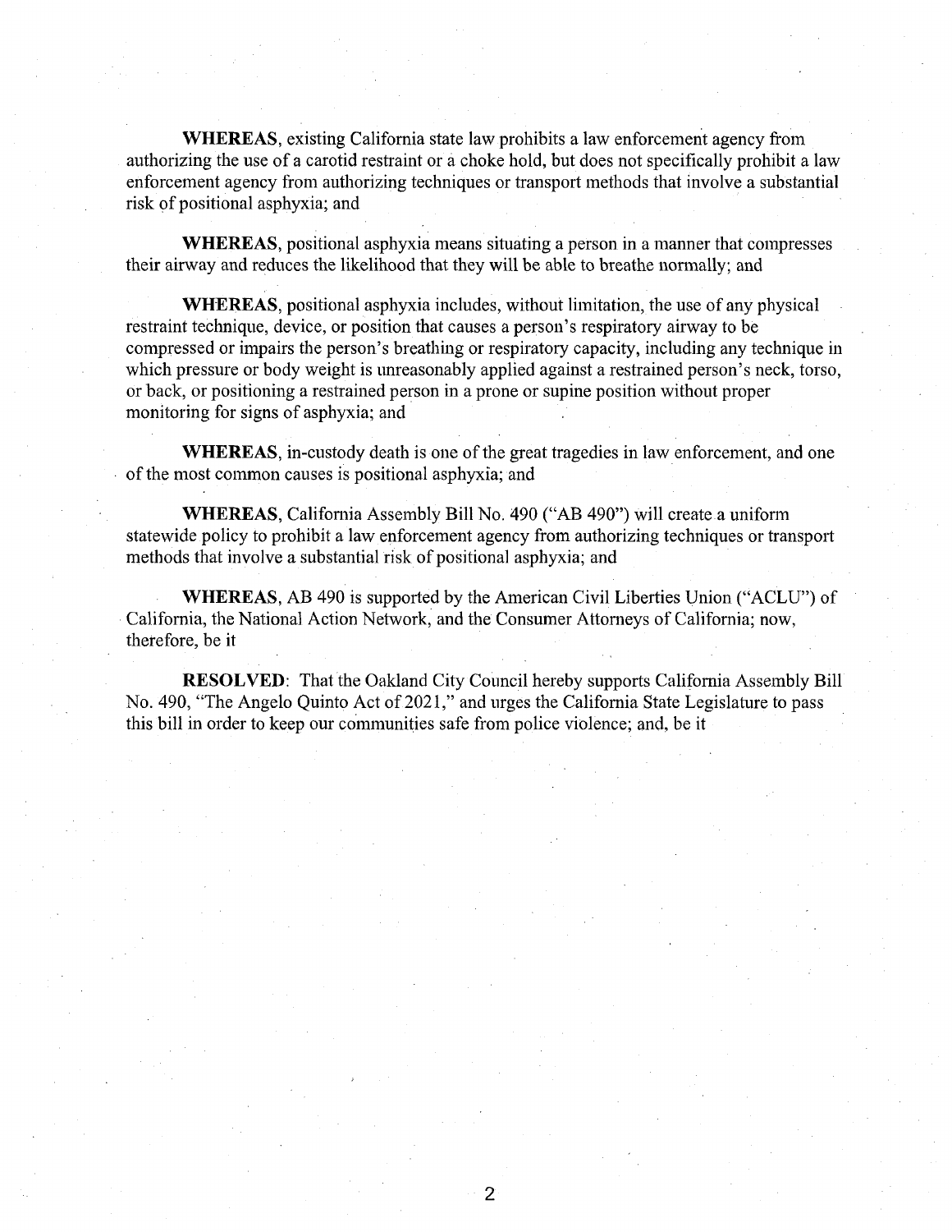**WHEREAS**, existing California state law prohibits a law enforcement agency from authorizing the use of a carotid restraint or a choke hold, but does not specifically prohibit a law enforcement agency from authorizing techniques or transport methods that involve a substantial risk of positional asphyxia; and

**WHEREAS**, positional asphyxia means situating a person in a manner that compresses their airway and reduces the likelihood that they will be able to breathe normally; and

**WHEREAS**, positional asphyxia includes, without limitation, the use of any physical restraint technique, device, or position that causes a person's respiratory airway to be compressed or impairs the person's breathing or respiratory capacity, including any technique in which pressure or body weight is unreasonably applied against a restrained person's neck, torso, or back, or positioning a restrained person in a prone or supine position without proper monitoring for signs of asphyxia; and

**WHEREAS**, in-custody death is one of the great tragedies in law enforcement, and one of the most common causes is positional asphyxia; and

**WHEREAS**, California Assembly Bill No. 490 ("AB 490") will create a uniform statewide policy to prohibit a law enforcement agency from authorizing techniques or transport methods that involve a substantial risk of positional asphyxia; and

**WHEREAS**, AB 490 is supported by the American Civil Liberties Union ("ACLU") of California, the National Action Network, and the Consumer Attorneys of California; now, therefore, be it

**RESOLVED**: That the Oakland City Council hereby supports California Assembly Bill No. 490, "The Angelo Quinto Act of 2021," and urges the California State Legislature to pass this bill in order to keep our communities safe from police violence; and, be it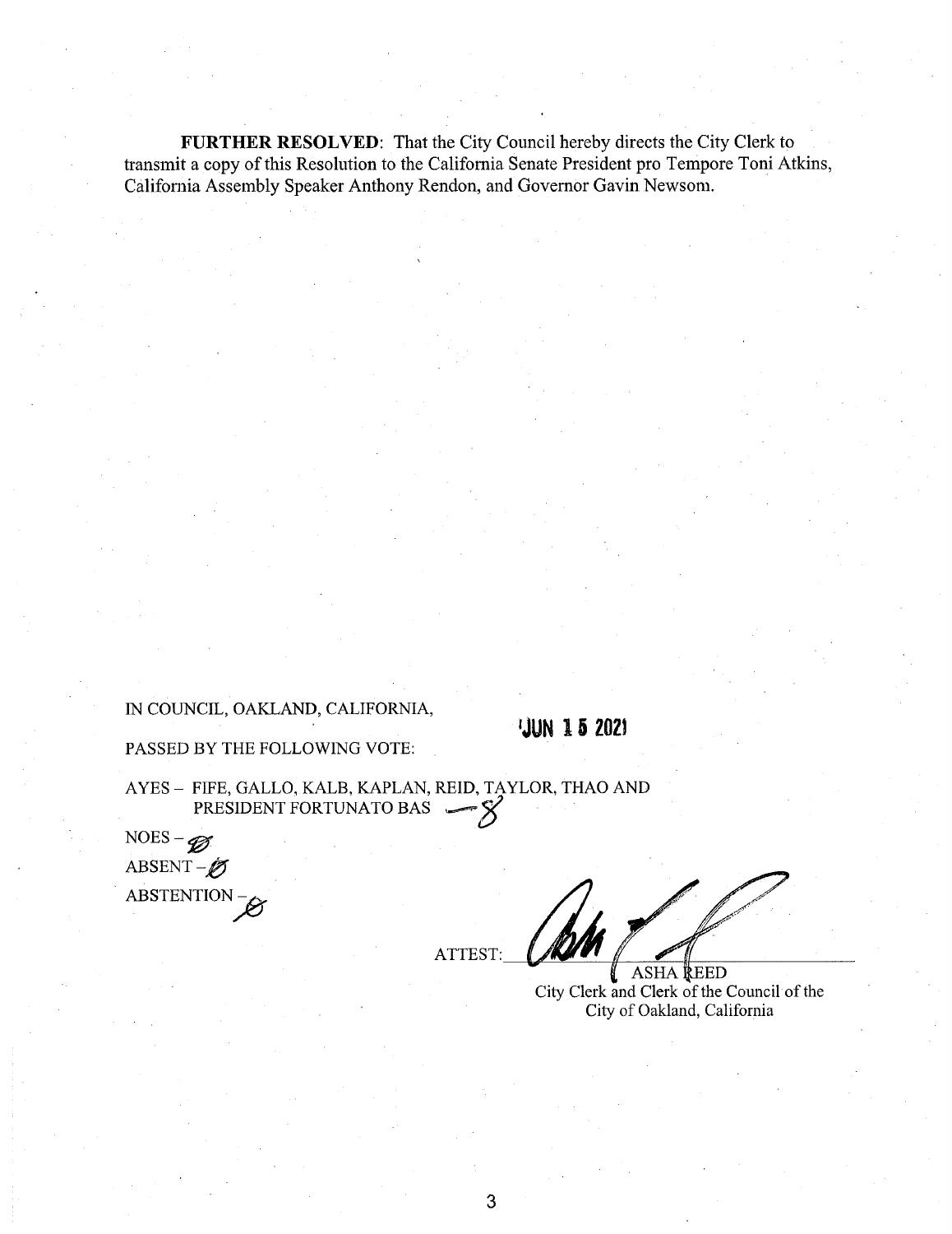**FURTHER RESOLVED**: That the City Council hereby directs the City Clerk to transmit a copy of this Resolution to the California Senate President pro Tempore Toni Atkins, California Assembly Speaker Anthony Rendon, and Governor Gavin Newsom.

IN COUNCIL, OAKLAND, CALIFORNIA, JUN 15 2021

PASSED BY THE FOLLOWING VOTE:

AYES – FIFE, GALLO, KALB, KAPLAN, REID, TAYLOR, THAO AND PRESIDENT FORTUNATO BAS – 8

NOES – Ø

ABSENT – Ø

ABSTENTION – Ø

ATTEST: ASHA REED
City Clerk and Clerk of the Council of the City of Oakland, California